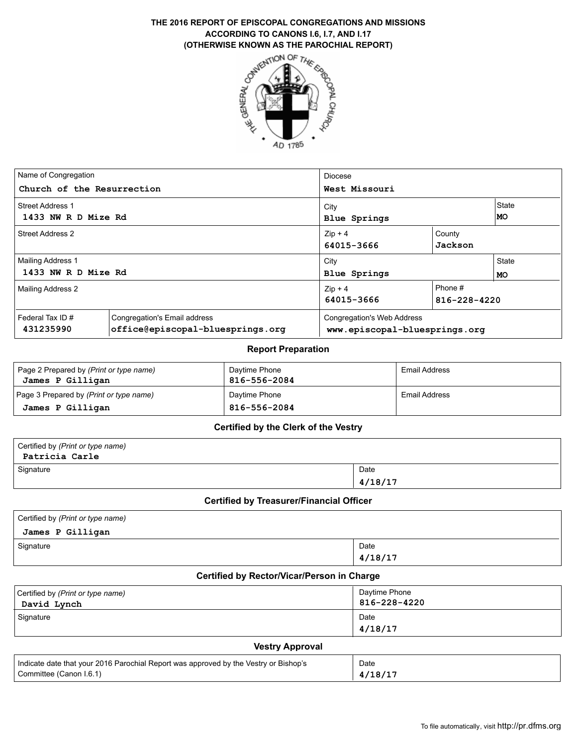# THE 2016 REPORT OF EPISCOPAL CONGREGATIONS AND MISSIONS ACCORDING TO CANONS I.6, I.7, AND I.17 (OTHERWISE KNOWN AS THE PAROCHIAL REPORT)

| Name of Congregation | | Diocese | | |
|---|---|---|---|---|
| Church of the Resurrection | | West Missouri | | |
| **Street Address 1** | | **City** | | **State** |
| 1433 NW R D Mize Rd | | Blue Springs | | MO |
| **Street Address 2** | | **Zip + 4** | **County** | |
| | | 64015-3666 | Jackson | |
| **Mailing Address 1** | | **City** | | **State** |
| 1433 NW R D Mize Rd | | Blue Springs | | MO |
| **Mailing Address 2** | | **Zip + 4** | **Phone #** | |
| | | 64015-3666 | 816-228-4220 | |
| **Federal Tax ID #** | **Congregation's Email address** | **Congregation's Web Address** | | |
| 431235990 | office@episcopal-bluesprings.org | www.episcopal-bluesprings.org | | |

## Report Preparation

| Prepared by | Daytime Phone | Email Address |
|---|---|---|
| Page 2 Prepared by *(Print or type name)* James P Gilligan | 816-556-2084 | |
| Page 3 Prepared by *(Print or type name)* James P Gilligan | 816-556-2084 | |

## Certified by the Clerk of the Vestry

| Certified by *(Print or type name)* | |
|---|---|
| Patricia Carle | |
| **Signature** | **Date** |
| | 4/18/17 |

## Certified by Treasurer/Financial Officer

| Certified by *(Print or type name)* | |
|---|---|
| James P Gilligan | |
| **Signature** | **Date** |
| | 4/18/17 |

## Certified by Rector/Vicar/Person in Charge

| Certified by *(Print or type name)* | Daytime Phone |
|---|---|
| David Lynch | 816-228-4220 |
| **Signature** | **Date** |
| | 4/18/17 |

## Vestry Approval

| Indicate date that your 2016 Parochial Report was approved by the Vestry or Bishop's Committee (Canon I.6.1) | Date |
|---|---|
| | 4/18/17 |

To file automatically, visit http://pr.dfms.org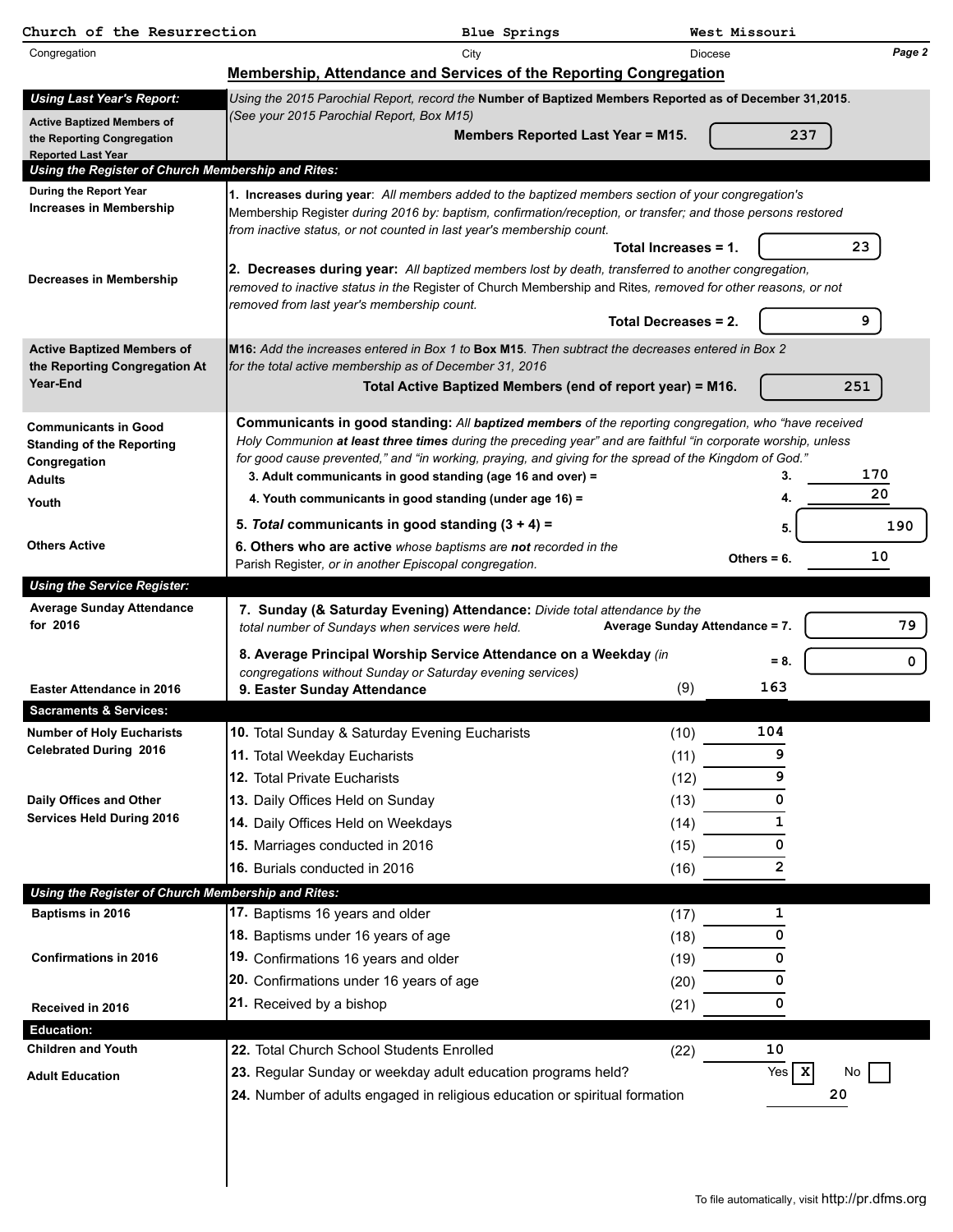| Church of the Resurrection | Blue Springs | West Missouri |
|---|---|---|
| Congregation | City | Diocese |

## Membership, Attendance and Services of the Reporting Congregation

**Using Last Year's Report:**

**Active Baptized Members of the Reporting Congregation Reported Last Year**

*Using the 2015 Parochial Report, record the* **Number of Baptized Members Reported as of December 31,2015**. *(See your 2015 Parochial Report, Box M15)*

**Members Reported Last Year = M15.** 237

**Using the Register of Church Membership and Rites:**

**During the Report Year**

**Increases in Membership**

**1. Increases during year**: *All members added to the baptized members section of your congregation's* Membership Register *during 2016 by: baptism, confirmation/reception, or transfer; and those persons restored from inactive status, or not counted in last year's membership count.*

**Total Increases = 1.** 23

**Decreases in Membership**

**2. Decreases during year:** *All baptized members lost by death, transferred to another congregation, removed to inactive status in the* Register of Church Membership and Rites*, removed for other reasons, or not removed from last year's membership count.*

**Total Decreases = 2.** 9

**Active Baptized Members of the Reporting Congregation At Year-End**

**M16:** *Add the increases entered in Box 1 to* **Box M15**. *Then subtract the decreases entered in Box 2 for the total active membership as of December 31, 2016*

**Total Active Baptized Members (end of report year) = M16.** 251

**Communicants in Good Standing of the Reporting Congregation**

**Communicants in good standing:** *All* ***baptized members*** *of the reporting congregation, who "have received Holy Communion* ***at least three times*** *during the preceding year" and are faithful "in corporate worship, unless for good cause prevented," and "in working, praying, and giving for the spread of the Kingdom of God."*

| | | | |
|---|---|---|---|
| **Adults** | **3. Adult communicants in good standing (age 16 and over) =** | 3. | 170 |
| **Youth** | **4. Youth communicants in good standing (under age 16) =** | 4. | 20 |
| | **5. *Total* communicants in good standing (3 + 4) =** | 5. | 190 |
| **Others Active** | **6. Others who are active** *whose baptisms are* ***not*** *recorded in the* Parish Register, *or in another Episcopal congregation.* | Others = 6. | 10 |

**Using the Service Register:**

**Average Sunday Attendance for 2016**

**7. Sunday (& Saturday Evening) Attendance:** *Divide total attendance by the total number of Sundays when services were held.* **Average Sunday Attendance = 7.** 79

**8. Average Principal Worship Service Attendance on a Weekday** *(in congregations without Sunday or Saturday evening services)* **= 8.** 0

**Easter Attendance in 2016**

**9. Easter Sunday Attendance** (9) 163

**Sacraments & Services:**

| | | | |
|---|---|---|---|
| **Number of Holy Eucharists Celebrated During 2016** | **10.** Total Sunday & Saturday Evening Eucharists | (10) | 104 |
| | **11.** Total Weekday Eucharists | (11) | 9 |
| | **12.** Total Private Eucharists | (12) | 9 |
| **Daily Offices and Other Services Held During 2016** | **13.** Daily Offices Held on Sunday | (13) | 0 |
| | **14.** Daily Offices Held on Weekdays | (14) | 1 |
| | **15.** Marriages conducted in 2016 | (15) | 0 |
| | **16.** Burials conducted in 2016 | (16) | 2 |

**Using the Register of Church Membership and Rites:**

| | | | |
|---|---|---|---|
| **Baptisms in 2016** | **17.** Baptisms 16 years and older | (17) | 1 |
| | **18.** Baptisms under 16 years of age | (18) | 0 |
| **Confirmations in 2016** | **19.** Confirmations 16 years and older | (19) | 0 |
| | **20.** Confirmations under 16 years of age | (20) | 0 |
| **Received in 2016** | **21.** Received by a bishop | (21) | 0 |

**Education:**

| | | | |
|---|---|---|---|
| **Children and Youth** | **22.** Total Church School Students Enrolled | (22) | 10 |
| **Adult Education** | **23.** Regular Sunday or weekday adult education programs held? | | Yes [X] No [ ] |
| | **24.** Number of adults engaged in religious education or spiritual formation | | 20 |

To file automatically, visit http://pr.dfms.org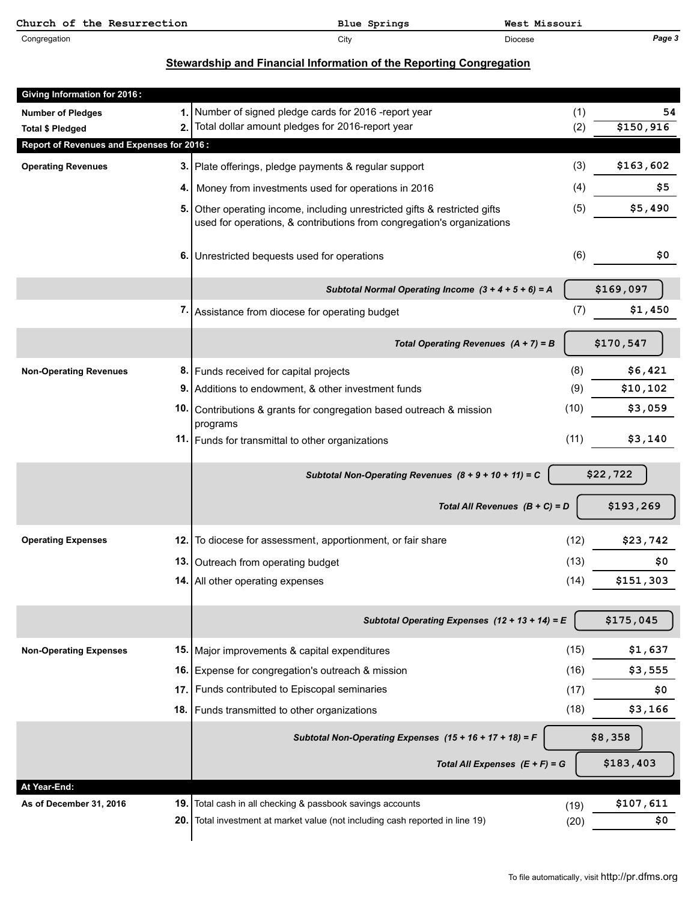| Church of the Resurrection | Blue Springs | West Missouri |
|---|---|---|
| Congregation | City | Diocese |

## Stewardship and Financial Information of the Reporting Congregation

| | | | | |
|---|---|---|---|---|
| **Giving Information for 2016:** | | | | |
| **Number of Pledges** | 1. | Number of signed pledge cards for 2016 -report year | (1) | 54 |
| **Total $ Pledged** | 2. | Total dollar amount pledges for 2016-report year | (2) | $150,916 |
| **Report of Revenues and Expenses for 2016:** | | | | |
| **Operating Revenues** | 3. | Plate offerings, pledge payments & regular support | (3) | $163,602 |
| | 4. | Money from investments used for operations in 2016 | (4) | $5 |
| | 5. | Other operating income, including unrestricted gifts & restricted gifts used for operations, & contributions from congregation's organizations | (5) | $5,490 |
| | 6. | Unrestricted bequests used for operations | (6) | $0 |
| | | ***Subtotal Normal Operating Income (3 + 4 + 5 + 6) = A*** | | $169,097 |
| | 7. | Assistance from diocese for operating budget | (7) | $1,450 |
| | | ***Total Operating Revenues (A + 7) = B*** | | $170,547 |
| **Non-Operating Revenues** | 8. | Funds received for capital projects | (8) | $6,421 |
| | 9. | Additions to endowment, & other investment funds | (9) | $10,102 |
| | 10. | Contributions & grants for congregation based outreach & mission programs | (10) | $3,059 |
| | 11. | Funds for transmittal to other organizations | (11) | $3,140 |
| | | ***Subtotal Non-Operating Revenues (8 + 9 + 10 + 11) = C*** | | $22,722 |
| | | ***Total All Revenues (B + C) = D*** | | $193,269 |
| **Operating Expenses** | 12. | To diocese for assessment, apportionment, or fair share | (12) | $23,742 |
| | 13. | Outreach from operating budget | (13) | $0 |
| | 14. | All other operating expenses | (14) | $151,303 |
| | | ***Subtotal Operating Expenses (12 + 13 + 14) = E*** | | $175,045 |
| **Non-Operating Expenses** | 15. | Major improvements & capital expenditures | (15) | $1,637 |
| | 16. | Expense for congregation's outreach & mission | (16) | $3,555 |
| | 17. | Funds contributed to Episcopal seminaries | (17) | $0 |
| | 18. | Funds transmitted to other organizations | (18) | $3,166 |
| | | ***Subtotal Non-Operating Expenses (15 + 16 + 17 + 18) = F*** | | $8,358 |
| | | ***Total All Expenses (E + F) = G*** | | $183,403 |
| **At Year-End:** | | | | |
| **As of December 31, 2016** | 19. | Total cash in all checking & passbook savings accounts | (19) | $107,611 |
| | 20. | Total investment at market value (not including cash reported in line 19) | (20) | $0 |

To file automatically, visit http://pr.dfms.org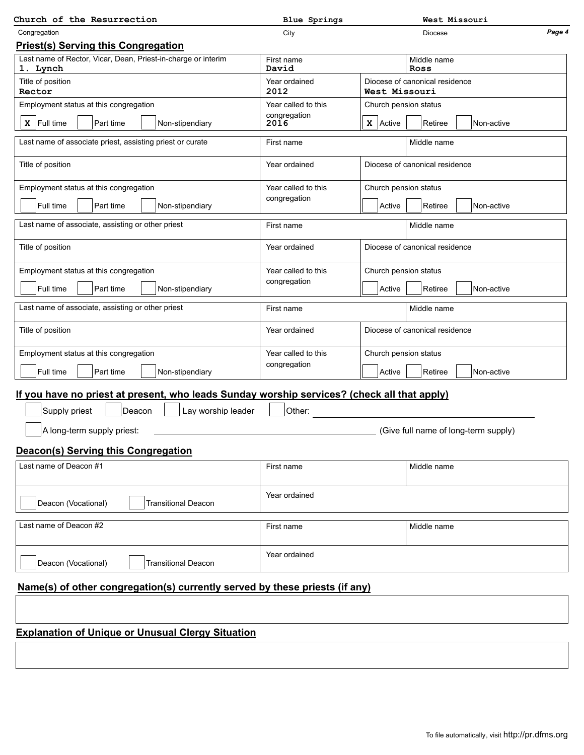| Church of the Resurrection | Blue Springs | West Missouri |
|---|---|---|
| Congregation | City | Diocese |

## Priest(s) Serving this Congregation

| Last name of Rector, Vicar, Dean, Priest-in-charge or interim | First name | Middle name |
|---|---|---|
| 1. Lynch | David | Ross |
| Title of position | Year ordained | Diocese of canonical residence |
| Rector | 2012 | West Missouri |
| Employment status at this congregation | Year called to this congregation | Church pension status |
| [X] Full time [ ] Part time [ ] Non-stipendiary | 2016 | [X] Active [ ] Retiree [ ] Non-active |

| Last name of associate priest, assisting priest or curate | First name | Middle name |
|---|---|---|
| | | |
| Title of position | Year ordained | Diocese of canonical residence |
| | | |
| Employment status at this congregation | Year called to this congregation | Church pension status |
| [ ] Full time [ ] Part time [ ] Non-stipendiary | | [ ] Active [ ] Retiree [ ] Non-active |

| Last name of associate, assisting or other priest | First name | Middle name |
|---|---|---|
| | | |
| Title of position | Year ordained | Diocese of canonical residence |
| | | |
| Employment status at this congregation | Year called to this congregation | Church pension status |
| [ ] Full time [ ] Part time [ ] Non-stipendiary | | [ ] Active [ ] Retiree [ ] Non-active |

| Last name of associate, assisting or other priest | First name | Middle name |
|---|---|---|
| | | |
| Title of position | Year ordained | Diocese of canonical residence |
| | | |
| Employment status at this congregation | Year called to this congregation | Church pension status |
| [ ] Full time [ ] Part time [ ] Non-stipendiary | | [ ] Active [ ] Retiree [ ] Non-active |

## If you have no priest at present, who leads Sunday worship services? (check all that apply)

[ ] Supply priest [ ] Deacon [ ] Lay worship leader [ ] Other: ____________

[ ] A long-term supply priest: ____________ (Give full name of long-term supply)

## Deacon(s) Serving this Congregation

| Last name of Deacon #1 | First name | Middle name |
|---|---|---|
| | | |
| [ ] Deacon (Vocational) [ ] Transitional Deacon | Year ordained | |

| Last name of Deacon #2 | First name | Middle name |
|---|---|---|
| | | |
| [ ] Deacon (Vocational) [ ] Transitional Deacon | Year ordained | |

## Name(s) of other congregation(s) currently served by these priests (if any)

## Explanation of Unique or Unusual Clergy Situation

To file automatically, visit http://pr.dfms.org